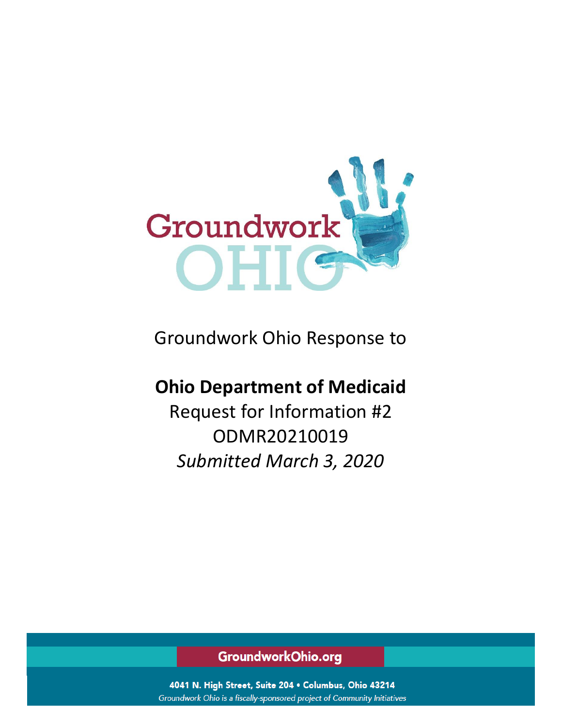Groundwork Ohio Response to

**Ohio Department of Medicaid**

Request for Information #2

ODMR20210019

*Submitted March 3, 2020*

GroundworkOhio.org

4041 N. High Street, Suite 204 • Columbus, Ohio 43214

*Groundwork Ohio is a fiscally-sponsored project of Community Initiatives*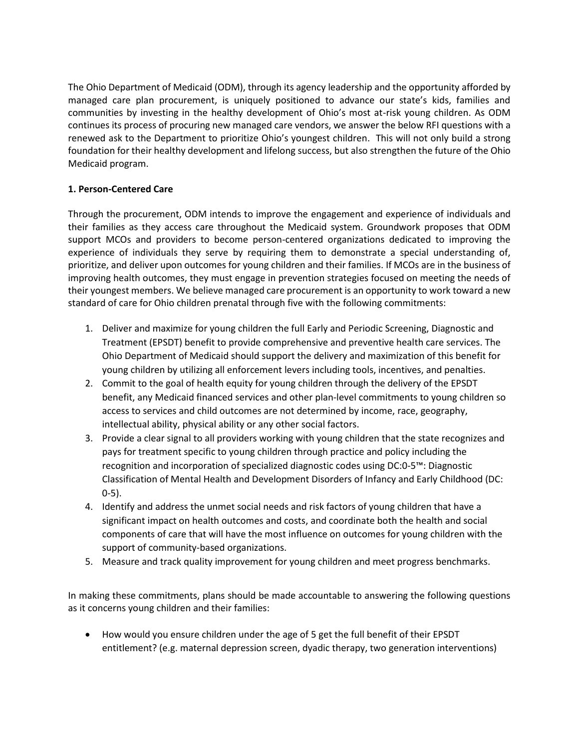The Ohio Department of Medicaid (ODM), through its agency leadership and the opportunity afforded by managed care plan procurement, is uniquely positioned to advance our state's kids, families and communities by investing in the healthy development of Ohio's most at-risk young children. As ODM continues its process of procuring new managed care vendors, we answer the below RFI questions with a renewed ask to the Department to prioritize Ohio's youngest children. This will not only build a strong foundation for their healthy development and lifelong success, but also strengthen the future of the Ohio Medicaid program.

**1. Person-Centered Care**

Through the procurement, ODM intends to improve the engagement and experience of individuals and their families as they access care throughout the Medicaid system. Groundwork proposes that ODM support MCOs and providers to become person-centered organizations dedicated to improving the experience of individuals they serve by requiring them to demonstrate a special understanding of, prioritize, and deliver upon outcomes for young children and their families. If MCOs are in the business of improving health outcomes, they must engage in prevention strategies focused on meeting the needs of their youngest members. We believe managed care procurement is an opportunity to work toward a new standard of care for Ohio children prenatal through five with the following commitments:

1. Deliver and maximize for young children the full Early and Periodic Screening, Diagnostic and Treatment (EPSDT) benefit to provide comprehensive and preventive health care services. The Ohio Department of Medicaid should support the delivery and maximization of this benefit for young children by utilizing all enforcement levers including tools, incentives, and penalties.
2. Commit to the goal of health equity for young children through the delivery of the EPSDT benefit, any Medicaid financed services and other plan-level commitments to young children so access to services and child outcomes are not determined by income, race, geography, intellectual ability, physical ability or any other social factors.
3. Provide a clear signal to all providers working with young children that the state recognizes and pays for treatment specific to young children through practice and policy including the recognition and incorporation of specialized diagnostic codes using DC:0-5™: Diagnostic Classification of Mental Health and Development Disorders of Infancy and Early Childhood (DC: 0-5).
4. Identify and address the unmet social needs and risk factors of young children that have a significant impact on health outcomes and costs, and coordinate both the health and social components of care that will have the most influence on outcomes for young children with the support of community-based organizations.
5. Measure and track quality improvement for young children and meet progress benchmarks.

In making these commitments, plans should be made accountable to answering the following questions as it concerns young children and their families:

- How would you ensure children under the age of 5 get the full benefit of their EPSDT entitlement? (e.g. maternal depression screen, dyadic therapy, two generation interventions)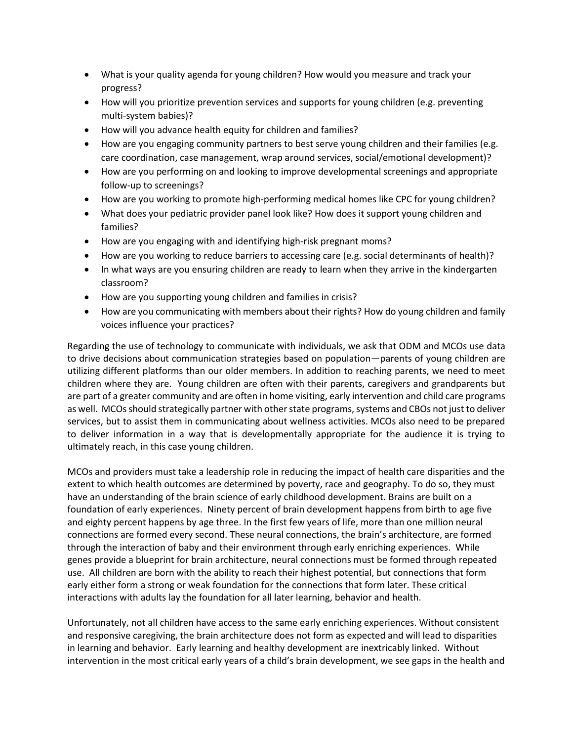- What is your quality agenda for young children? How would you measure and track your progress?
- How will you prioritize prevention services and supports for young children (e.g. preventing multi-system babies)?
- How will you advance health equity for children and families?
- How are you engaging community partners to best serve young children and their families (e.g. care coordination, case management, wrap around services, social/emotional development)?
- How are you performing on and looking to improve developmental screenings and appropriate follow-up to screenings?
- How are you working to promote high-performing medical homes like CPC for young children?
- What does your pediatric provider panel look like? How does it support young children and families?
- How are you engaging with and identifying high-risk pregnant moms?
- How are you working to reduce barriers to accessing care (e.g. social determinants of health)?
- In what ways are you ensuring children are ready to learn when they arrive in the kindergarten classroom?
- How are you supporting young children and families in crisis?
- How are you communicating with members about their rights? How do young children and family voices influence your practices?

Regarding the use of technology to communicate with individuals, we ask that ODM and MCOs use data to drive decisions about communication strategies based on population—parents of young children are utilizing different platforms than our older members. In addition to reaching parents, we need to meet children where they are. Young children are often with their parents, caregivers and grandparents but are part of a greater community and are often in home visiting, early intervention and child care programs as well. MCOs should strategically partner with other state programs, systems and CBOs not just to deliver services, but to assist them in communicating about wellness activities. MCOs also need to be prepared to deliver information in a way that is developmentally appropriate for the audience it is trying to ultimately reach, in this case young children.

MCOs and providers must take a leadership role in reducing the impact of health care disparities and the extent to which health outcomes are determined by poverty, race and geography. To do so, they must have an understanding of the brain science of early childhood development. Brains are built on a foundation of early experiences. Ninety percent of brain development happens from birth to age five and eighty percent happens by age three. In the first few years of life, more than one million neural connections are formed every second. These neural connections, the brain's architecture, are formed through the interaction of baby and their environment through early enriching experiences. While genes provide a blueprint for brain architecture, neural connections must be formed through repeated use. All children are born with the ability to reach their highest potential, but connections that form early either form a strong or weak foundation for the connections that form later. These critical interactions with adults lay the foundation for all later learning, behavior and health.

Unfortunately, not all children have access to the same early enriching experiences. Without consistent and responsive caregiving, the brain architecture does not form as expected and will lead to disparities in learning and behavior. Early learning and healthy development are inextricably linked. Without intervention in the most critical early years of a child's brain development, we see gaps in the health and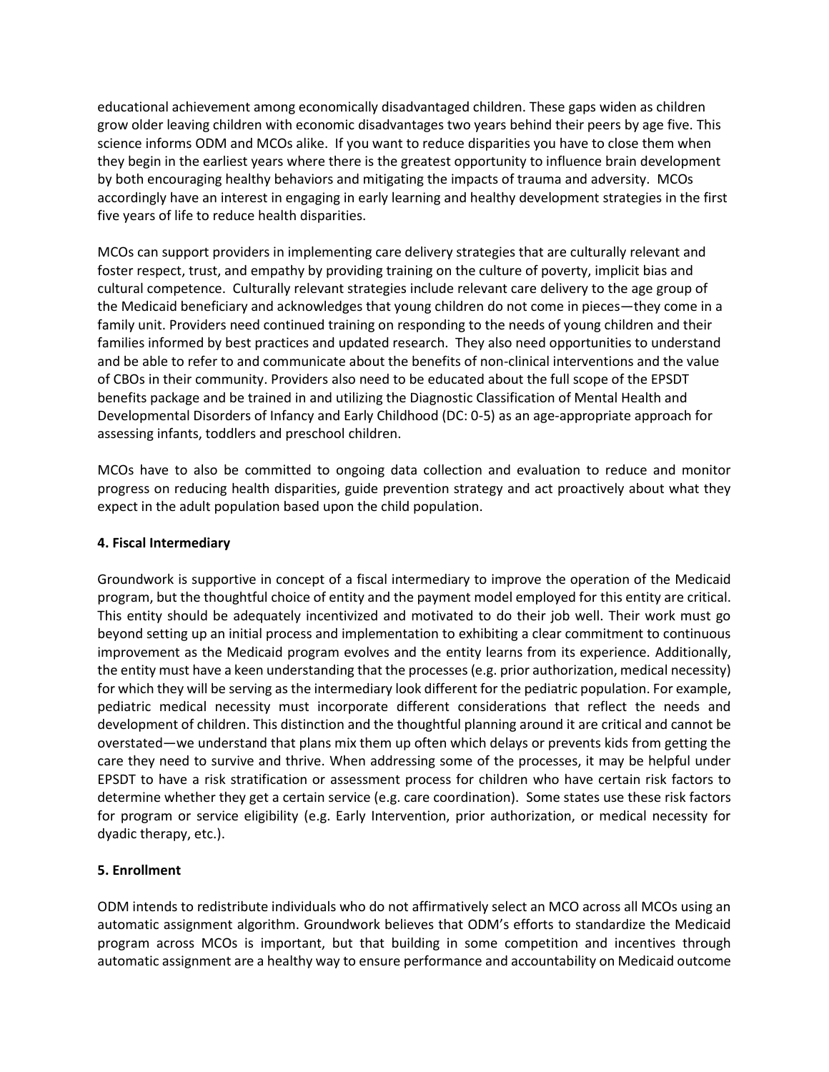educational achievement among economically disadvantaged children. These gaps widen as children grow older leaving children with economic disadvantages two years behind their peers by age five. This science informs ODM and MCOs alike. If you want to reduce disparities you have to close them when they begin in the earliest years where there is the greatest opportunity to influence brain development by both encouraging healthy behaviors and mitigating the impacts of trauma and adversity. MCOs accordingly have an interest in engaging in early learning and healthy development strategies in the first five years of life to reduce health disparities.

MCOs can support providers in implementing care delivery strategies that are culturally relevant and foster respect, trust, and empathy by providing training on the culture of poverty, implicit bias and cultural competence. Culturally relevant strategies include relevant care delivery to the age group of the Medicaid beneficiary and acknowledges that young children do not come in pieces—they come in a family unit. Providers need continued training on responding to the needs of young children and their families informed by best practices and updated research. They also need opportunities to understand and be able to refer to and communicate about the benefits of non-clinical interventions and the value of CBOs in their community. Providers also need to be educated about the full scope of the EPSDT benefits package and be trained in and utilizing the Diagnostic Classification of Mental Health and Developmental Disorders of Infancy and Early Childhood (DC: 0-5) as an age-appropriate approach for assessing infants, toddlers and preschool children.

MCOs have to also be committed to ongoing data collection and evaluation to reduce and monitor progress on reducing health disparities, guide prevention strategy and act proactively about what they expect in the adult population based upon the child population.

**4. Fiscal Intermediary**

Groundwork is supportive in concept of a fiscal intermediary to improve the operation of the Medicaid program, but the thoughtful choice of entity and the payment model employed for this entity are critical. This entity should be adequately incentivized and motivated to do their job well. Their work must go beyond setting up an initial process and implementation to exhibiting a clear commitment to continuous improvement as the Medicaid program evolves and the entity learns from its experience. Additionally, the entity must have a keen understanding that the processes (e.g. prior authorization, medical necessity) for which they will be serving as the intermediary look different for the pediatric population. For example, pediatric medical necessity must incorporate different considerations that reflect the needs and development of children. This distinction and the thoughtful planning around it are critical and cannot be overstated—we understand that plans mix them up often which delays or prevents kids from getting the care they need to survive and thrive. When addressing some of the processes, it may be helpful under EPSDT to have a risk stratification or assessment process for children who have certain risk factors to determine whether they get a certain service (e.g. care coordination). Some states use these risk factors for program or service eligibility (e.g. Early Intervention, prior authorization, or medical necessity for dyadic therapy, etc.).

**5. Enrollment**

ODM intends to redistribute individuals who do not affirmatively select an MCO across all MCOs using an automatic assignment algorithm. Groundwork believes that ODM's efforts to standardize the Medicaid program across MCOs is important, but that building in some competition and incentives through automatic assignment are a healthy way to ensure performance and accountability on Medicaid outcome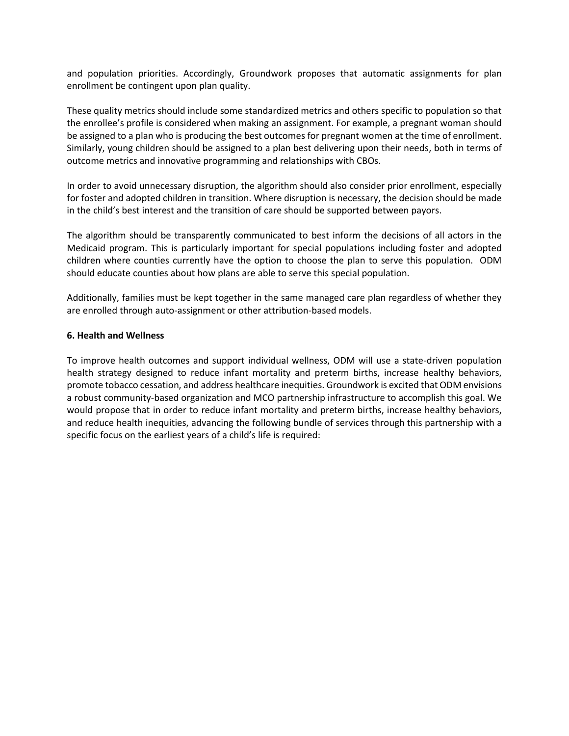and population priorities. Accordingly, Groundwork proposes that automatic assignments for plan enrollment be contingent upon plan quality.

These quality metrics should include some standardized metrics and others specific to population so that the enrollee's profile is considered when making an assignment. For example, a pregnant woman should be assigned to a plan who is producing the best outcomes for pregnant women at the time of enrollment. Similarly, young children should be assigned to a plan best delivering upon their needs, both in terms of outcome metrics and innovative programming and relationships with CBOs.

In order to avoid unnecessary disruption, the algorithm should also consider prior enrollment, especially for foster and adopted children in transition. Where disruption is necessary, the decision should be made in the child's best interest and the transition of care should be supported between payors.

The algorithm should be transparently communicated to best inform the decisions of all actors in the Medicaid program. This is particularly important for special populations including foster and adopted children where counties currently have the option to choose the plan to serve this population. ODM should educate counties about how plans are able to serve this special population.

Additionally, families must be kept together in the same managed care plan regardless of whether they are enrolled through auto-assignment or other attribution-based models.

**6. Health and Wellness**

To improve health outcomes and support individual wellness, ODM will use a state-driven population health strategy designed to reduce infant mortality and preterm births, increase healthy behaviors, promote tobacco cessation, and address healthcare inequities. Groundwork is excited that ODM envisions a robust community-based organization and MCO partnership infrastructure to accomplish this goal. We would propose that in order to reduce infant mortality and preterm births, increase healthy behaviors, and reduce health inequities, advancing the following bundle of services through this partnership with a specific focus on the earliest years of a child's life is required: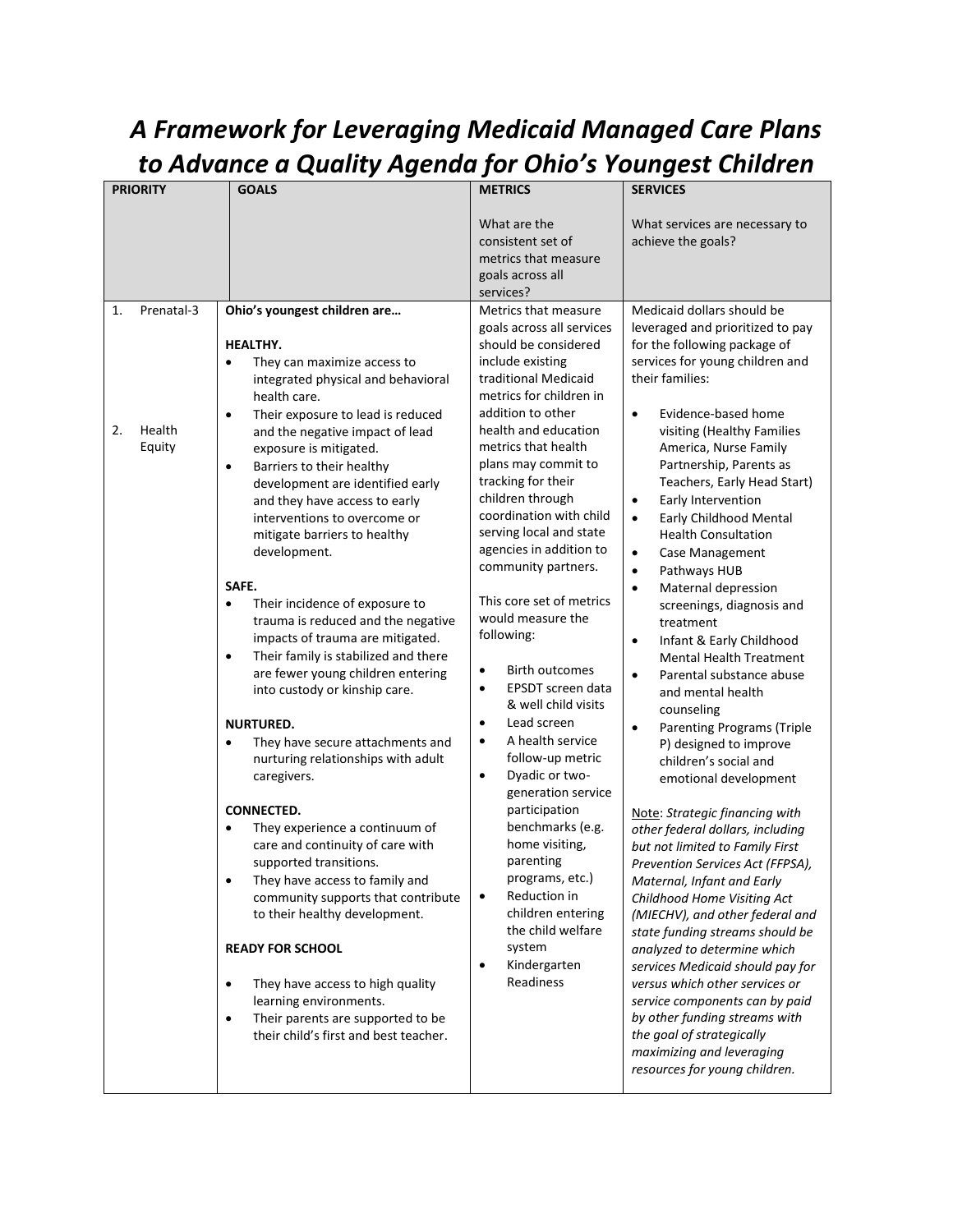# A Framework for Leveraging Medicaid Managed Care Plans to Advance a Quality Agenda for Ohio's Youngest Children

| PRIORITY | GOALS | METRICS<br><br>What are the consistent set of metrics that measure goals across all services? | SERVICES<br><br>What services are necessary to achieve the goals? |
| --- | --- | --- | --- |
| 1. Prenatal-3<br><br>2. Health Equity | **Ohio's youngest children are…**<br><br>**HEALTHY.**<br>• They can maximize access to integrated physical and behavioral health care.<br>• Their exposure to lead is reduced and the negative impact of lead exposure is mitigated.<br>• Barriers to their healthy development are identified early and they have access to early interventions to overcome or mitigate barriers to healthy development.<br><br>**SAFE.**<br>• Their incidence of exposure to trauma is reduced and the negative impacts of trauma are mitigated.<br>• Their family is stabilized and there are fewer young children entering into custody or kinship care.<br><br>**NURTURED.**<br>• They have secure attachments and nurturing relationships with adult caregivers.<br><br>**CONNECTED.**<br>• They experience a continuum of care and continuity of care with supported transitions.<br>• They have access to family and community supports that contribute to their healthy development.<br><br>**READY FOR SCHOOL**<br><br>• They have access to high quality learning environments.<br>• Their parents are supported to be their child's first and best teacher. | Metrics that measure goals across all services should be considered include existing traditional Medicaid metrics for children in addition to other health and education metrics that health plans may commit to tracking for their children through coordination with child serving local and state agencies in addition to community partners.<br><br>This core set of metrics would measure the following:<br><br>• Birth outcomes<br>• EPSDT screen data & well child visits<br>• Lead screen<br>• A health service follow-up metric<br>• Dyadic or two-generation service participation benchmarks (e.g. home visiting, parenting programs, etc.)<br>• Reduction in children entering the child welfare system<br>• Kindergarten Readiness | Medicaid dollars should be leveraged and prioritized to pay for the following package of services for young children and their families:<br><br>• Evidence-based home visiting (Healthy Families America, Nurse Family Partnership, Parents as Teachers, Early Head Start)<br>• Early Intervention<br>• Early Childhood Mental Health Consultation<br>• Case Management<br>• Pathways HUB<br>• Maternal depression screenings, diagnosis and treatment<br>• Infant & Early Childhood Mental Health Treatment<br>• Parental substance abuse and mental health counseling<br>• Parenting Programs (Triple P) designed to improve children's social and emotional development<br><br><u>Note</u>: *Strategic financing with other federal dollars, including but not limited to Family First Prevention Services Act (FFPSA), Maternal, Infant and Early Childhood Home Visiting Act (MIECHV), and other federal and state funding streams should be analyzed to determine which services Medicaid should pay for versus which other services or service components can by paid by other funding streams with the goal of strategically maximizing and leveraging resources for young children.* |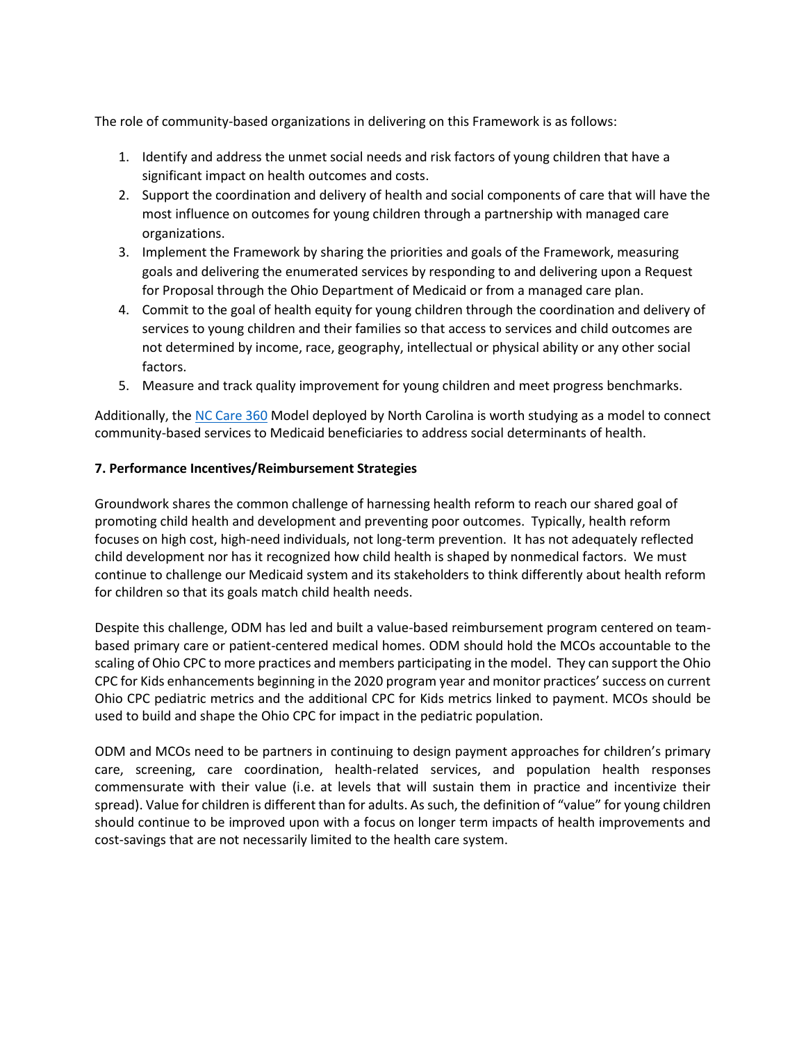The role of community-based organizations in delivering on this Framework is as follows:

1. Identify and address the unmet social needs and risk factors of young children that have a significant impact on health outcomes and costs.
2. Support the coordination and delivery of health and social components of care that will have the most influence on outcomes for young children through a partnership with managed care organizations.
3. Implement the Framework by sharing the priorities and goals of the Framework, measuring goals and delivering the enumerated services by responding to and delivering upon a Request for Proposal through the Ohio Department of Medicaid or from a managed care plan.
4. Commit to the goal of health equity for young children through the coordination and delivery of services to young children and their families so that access to services and child outcomes are not determined by income, race, geography, intellectual or physical ability or any other social factors.
5. Measure and track quality improvement for young children and meet progress benchmarks.

Additionally, the NC Care 360 Model deployed by North Carolina is worth studying as a model to connect community-based services to Medicaid beneficiaries to address social determinants of health.

**7. Performance Incentives/Reimbursement Strategies**

Groundwork shares the common challenge of harnessing health reform to reach our shared goal of promoting child health and development and preventing poor outcomes. Typically, health reform focuses on high cost, high-need individuals, not long-term prevention. It has not adequately reflected child development nor has it recognized how child health is shaped by nonmedical factors. We must continue to challenge our Medicaid system and its stakeholders to think differently about health reform for children so that its goals match child health needs.

Despite this challenge, ODM has led and built a value-based reimbursement program centered on team-based primary care or patient-centered medical homes. ODM should hold the MCOs accountable to the scaling of Ohio CPC to more practices and members participating in the model. They can support the Ohio CPC for Kids enhancements beginning in the 2020 program year and monitor practices' success on current Ohio CPC pediatric metrics and the additional CPC for Kids metrics linked to payment. MCOs should be used to build and shape the Ohio CPC for impact in the pediatric population.

ODM and MCOs need to be partners in continuing to design payment approaches for children's primary care, screening, care coordination, health-related services, and population health responses commensurate with their value (i.e. at levels that will sustain them in practice and incentivize their spread). Value for children is different than for adults. As such, the definition of "value" for young children should continue to be improved upon with a focus on longer term impacts of health improvements and cost-savings that are not necessarily limited to the health care system.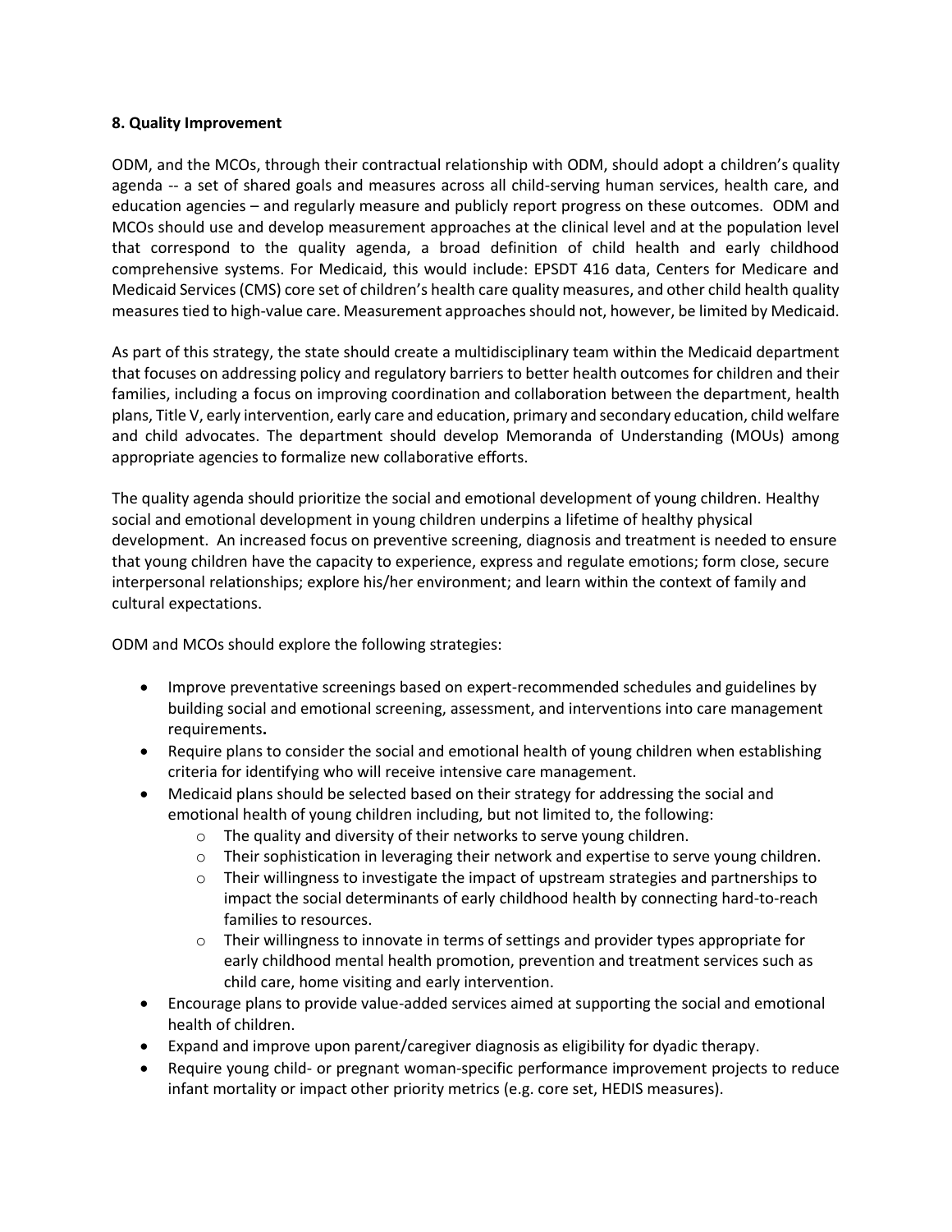**8. Quality Improvement**

ODM, and the MCOs, through their contractual relationship with ODM, should adopt a children's quality agenda -- a set of shared goals and measures across all child-serving human services, health care, and education agencies – and regularly measure and publicly report progress on these outcomes. ODM and MCOs should use and develop measurement approaches at the clinical level and at the population level that correspond to the quality agenda, a broad definition of child health and early childhood comprehensive systems. For Medicaid, this would include: EPSDT 416 data, Centers for Medicare and Medicaid Services (CMS) core set of children's health care quality measures, and other child health quality measures tied to high-value care. Measurement approaches should not, however, be limited by Medicaid.

As part of this strategy, the state should create a multidisciplinary team within the Medicaid department that focuses on addressing policy and regulatory barriers to better health outcomes for children and their families, including a focus on improving coordination and collaboration between the department, health plans, Title V, early intervention, early care and education, primary and secondary education, child welfare and child advocates. The department should develop Memoranda of Understanding (MOUs) among appropriate agencies to formalize new collaborative efforts.

The quality agenda should prioritize the social and emotional development of young children. Healthy social and emotional development in young children underpins a lifetime of healthy physical development. An increased focus on preventive screening, diagnosis and treatment is needed to ensure that young children have the capacity to experience, express and regulate emotions; form close, secure interpersonal relationships; explore his/her environment; and learn within the context of family and cultural expectations.

ODM and MCOs should explore the following strategies:

- Improve preventative screenings based on expert-recommended schedules and guidelines by building social and emotional screening, assessment, and interventions into care management requirements**.**
- Require plans to consider the social and emotional health of young children when establishing criteria for identifying who will receive intensive care management.
- Medicaid plans should be selected based on their strategy for addressing the social and emotional health of young children including, but not limited to, the following:
  - The quality and diversity of their networks to serve young children.
  - Their sophistication in leveraging their network and expertise to serve young children.
  - Their willingness to investigate the impact of upstream strategies and partnerships to impact the social determinants of early childhood health by connecting hard-to-reach families to resources.
  - Their willingness to innovate in terms of settings and provider types appropriate for early childhood mental health promotion, prevention and treatment services such as child care, home visiting and early intervention.
- Encourage plans to provide value-added services aimed at supporting the social and emotional health of children.
- Expand and improve upon parent/caregiver diagnosis as eligibility for dyadic therapy.
- Require young child- or pregnant woman-specific performance improvement projects to reduce infant mortality or impact other priority metrics (e.g. core set, HEDIS measures).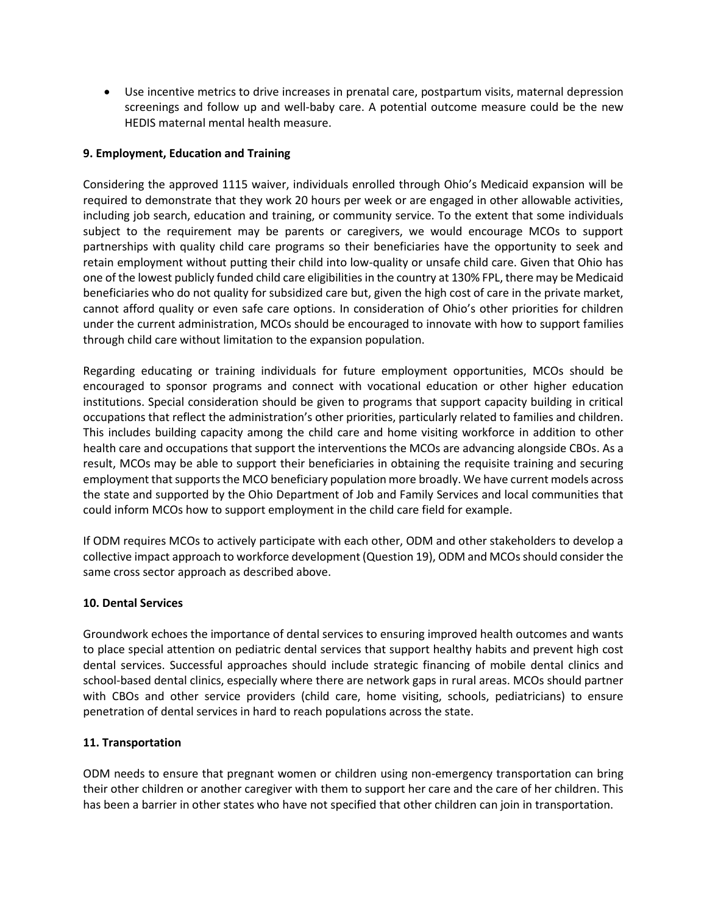- Use incentive metrics to drive increases in prenatal care, postpartum visits, maternal depression screenings and follow up and well-baby care. A potential outcome measure could be the new HEDIS maternal mental health measure.

**9. Employment, Education and Training**

Considering the approved 1115 waiver, individuals enrolled through Ohio's Medicaid expansion will be required to demonstrate that they work 20 hours per week or are engaged in other allowable activities, including job search, education and training, or community service. To the extent that some individuals subject to the requirement may be parents or caregivers, we would encourage MCOs to support partnerships with quality child care programs so their beneficiaries have the opportunity to seek and retain employment without putting their child into low-quality or unsafe child care. Given that Ohio has one of the lowest publicly funded child care eligibilities in the country at 130% FPL, there may be Medicaid beneficiaries who do not quality for subsidized care but, given the high cost of care in the private market, cannot afford quality or even safe care options. In consideration of Ohio's other priorities for children under the current administration, MCOs should be encouraged to innovate with how to support families through child care without limitation to the expansion population.

Regarding educating or training individuals for future employment opportunities, MCOs should be encouraged to sponsor programs and connect with vocational education or other higher education institutions. Special consideration should be given to programs that support capacity building in critical occupations that reflect the administration's other priorities, particularly related to families and children. This includes building capacity among the child care and home visiting workforce in addition to other health care and occupations that support the interventions the MCOs are advancing alongside CBOs. As a result, MCOs may be able to support their beneficiaries in obtaining the requisite training and securing employment that supports the MCO beneficiary population more broadly. We have current models across the state and supported by the Ohio Department of Job and Family Services and local communities that could inform MCOs how to support employment in the child care field for example.

If ODM requires MCOs to actively participate with each other, ODM and other stakeholders to develop a collective impact approach to workforce development (Question 19), ODM and MCOs should consider the same cross sector approach as described above.

**10. Dental Services**

Groundwork echoes the importance of dental services to ensuring improved health outcomes and wants to place special attention on pediatric dental services that support healthy habits and prevent high cost dental services. Successful approaches should include strategic financing of mobile dental clinics and school-based dental clinics, especially where there are network gaps in rural areas. MCOs should partner with CBOs and other service providers (child care, home visiting, schools, pediatricians) to ensure penetration of dental services in hard to reach populations across the state.

**11. Transportation**

ODM needs to ensure that pregnant women or children using non-emergency transportation can bring their other children or another caregiver with them to support her care and the care of her children. This has been a barrier in other states who have not specified that other children can join in transportation.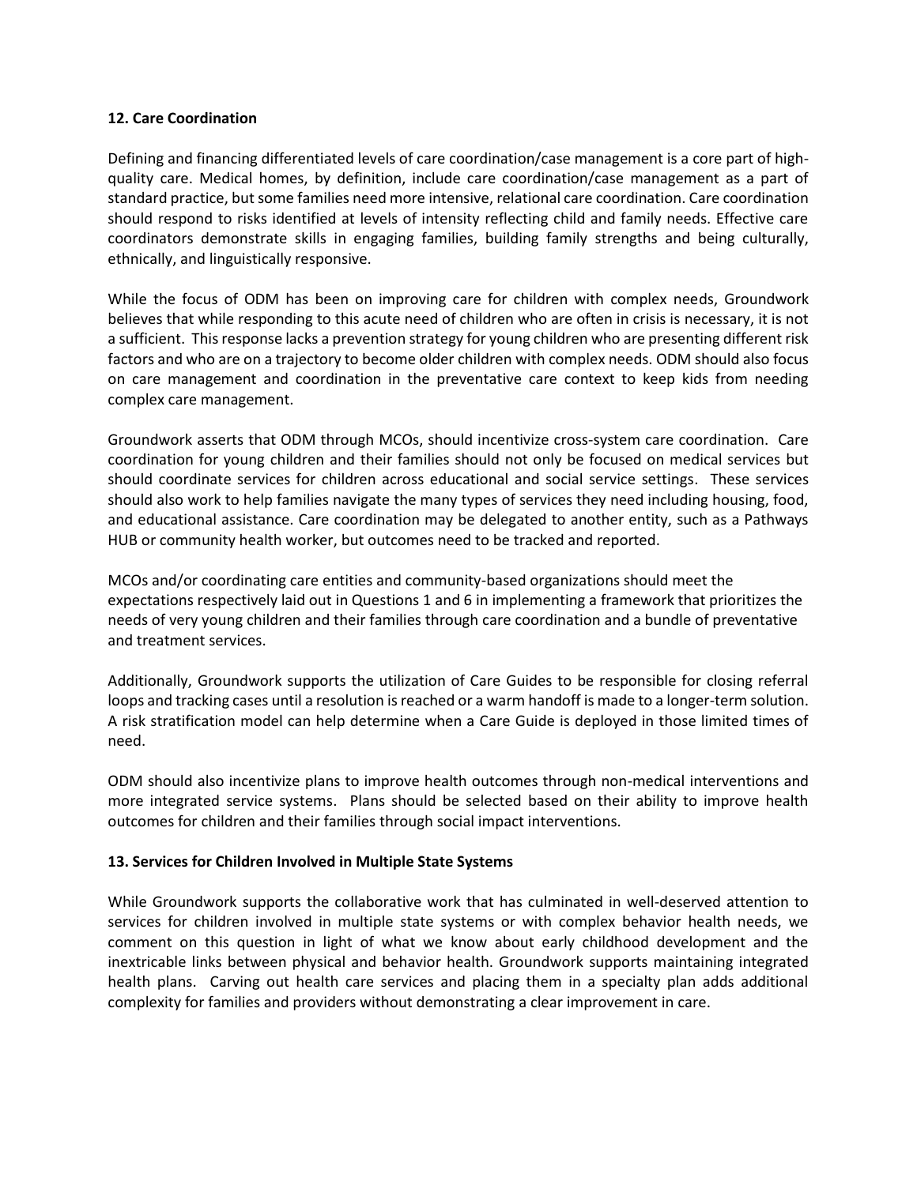**12. Care Coordination**

Defining and financing differentiated levels of care coordination/case management is a core part of high-quality care. Medical homes, by definition, include care coordination/case management as a part of standard practice, but some families need more intensive, relational care coordination. Care coordination should respond to risks identified at levels of intensity reflecting child and family needs. Effective care coordinators demonstrate skills in engaging families, building family strengths and being culturally, ethnically, and linguistically responsive.

While the focus of ODM has been on improving care for children with complex needs, Groundwork believes that while responding to this acute need of children who are often in crisis is necessary, it is not a sufficient. This response lacks a prevention strategy for young children who are presenting different risk factors and who are on a trajectory to become older children with complex needs. ODM should also focus on care management and coordination in the preventative care context to keep kids from needing complex care management.

Groundwork asserts that ODM through MCOs, should incentivize cross-system care coordination. Care coordination for young children and their families should not only be focused on medical services but should coordinate services for children across educational and social service settings. These services should also work to help families navigate the many types of services they need including housing, food, and educational assistance. Care coordination may be delegated to another entity, such as a Pathways HUB or community health worker, but outcomes need to be tracked and reported.

MCOs and/or coordinating care entities and community-based organizations should meet the expectations respectively laid out in Questions 1 and 6 in implementing a framework that prioritizes the needs of very young children and their families through care coordination and a bundle of preventative and treatment services.

Additionally, Groundwork supports the utilization of Care Guides to be responsible for closing referral loops and tracking cases until a resolution is reached or a warm handoff is made to a longer-term solution. A risk stratification model can help determine when a Care Guide is deployed in those limited times of need.

ODM should also incentivize plans to improve health outcomes through non-medical interventions and more integrated service systems. Plans should be selected based on their ability to improve health outcomes for children and their families through social impact interventions.

**13. Services for Children Involved in Multiple State Systems**

While Groundwork supports the collaborative work that has culminated in well-deserved attention to services for children involved in multiple state systems or with complex behavior health needs, we comment on this question in light of what we know about early childhood development and the inextricable links between physical and behavior health. Groundwork supports maintaining integrated health plans. Carving out health care services and placing them in a specialty plan adds additional complexity for families and providers without demonstrating a clear improvement in care.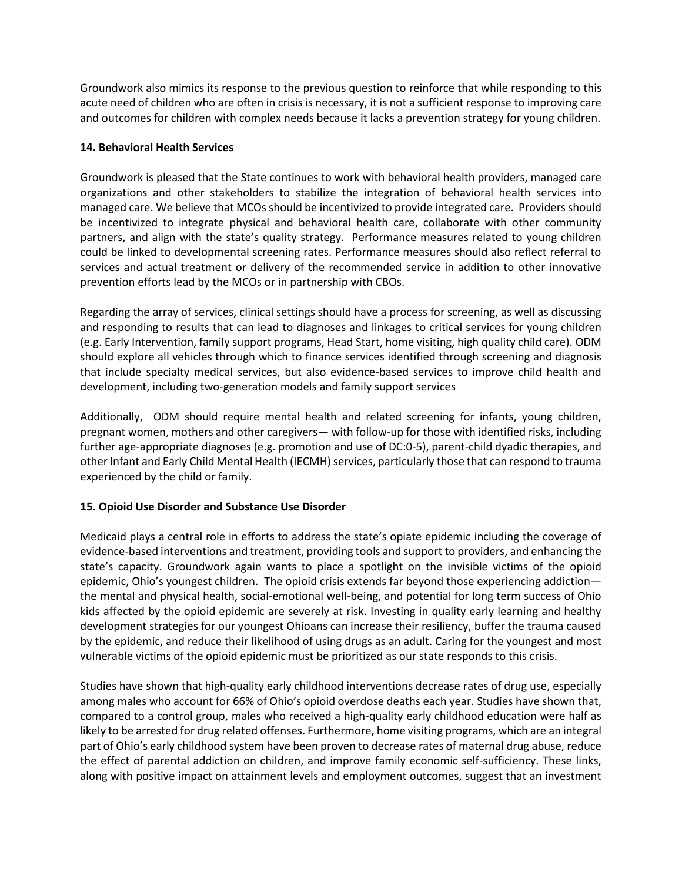Groundwork also mimics its response to the previous question to reinforce that while responding to this acute need of children who are often in crisis is necessary, it is not a sufficient response to improving care and outcomes for children with complex needs because it lacks a prevention strategy for young children.

**14. Behavioral Health Services**

Groundwork is pleased that the State continues to work with behavioral health providers, managed care organizations and other stakeholders to stabilize the integration of behavioral health services into managed care. We believe that MCOs should be incentivized to provide integrated care. Providers should be incentivized to integrate physical and behavioral health care, collaborate with other community partners, and align with the state's quality strategy. Performance measures related to young children could be linked to developmental screening rates. Performance measures should also reflect referral to services and actual treatment or delivery of the recommended service in addition to other innovative prevention efforts lead by the MCOs or in partnership with CBOs.

Regarding the array of services, clinical settings should have a process for screening, as well as discussing and responding to results that can lead to diagnoses and linkages to critical services for young children (e.g. Early Intervention, family support programs, Head Start, home visiting, high quality child care). ODM should explore all vehicles through which to finance services identified through screening and diagnosis that include specialty medical services, but also evidence-based services to improve child health and development, including two-generation models and family support services

Additionally, ODM should require mental health and related screening for infants, young children, pregnant women, mothers and other caregivers— with follow-up for those with identified risks, including further age-appropriate diagnoses (e.g. promotion and use of DC:0-5), parent-child dyadic therapies, and other Infant and Early Child Mental Health (IECMH) services, particularly those that can respond to trauma experienced by the child or family.

**15. Opioid Use Disorder and Substance Use Disorder**

Medicaid plays a central role in efforts to address the state's opiate epidemic including the coverage of evidence-based interventions and treatment, providing tools and support to providers, and enhancing the state's capacity. Groundwork again wants to place a spotlight on the invisible victims of the opioid epidemic, Ohio's youngest children. The opioid crisis extends far beyond those experiencing addiction— the mental and physical health, social-emotional well-being, and potential for long term success of Ohio kids affected by the opioid epidemic are severely at risk. Investing in quality early learning and healthy development strategies for our youngest Ohioans can increase their resiliency, buffer the trauma caused by the epidemic, and reduce their likelihood of using drugs as an adult. Caring for the youngest and most vulnerable victims of the opioid epidemic must be prioritized as our state responds to this crisis.

Studies have shown that high-quality early childhood interventions decrease rates of drug use, especially among males who account for 66% of Ohio's opioid overdose deaths each year. Studies have shown that, compared to a control group, males who received a high-quality early childhood education were half as likely to be arrested for drug related offenses. Furthermore, home visiting programs, which are an integral part of Ohio's early childhood system have been proven to decrease rates of maternal drug abuse, reduce the effect of parental addiction on children, and improve family economic self-sufficiency. These links, along with positive impact on attainment levels and employment outcomes, suggest that an investment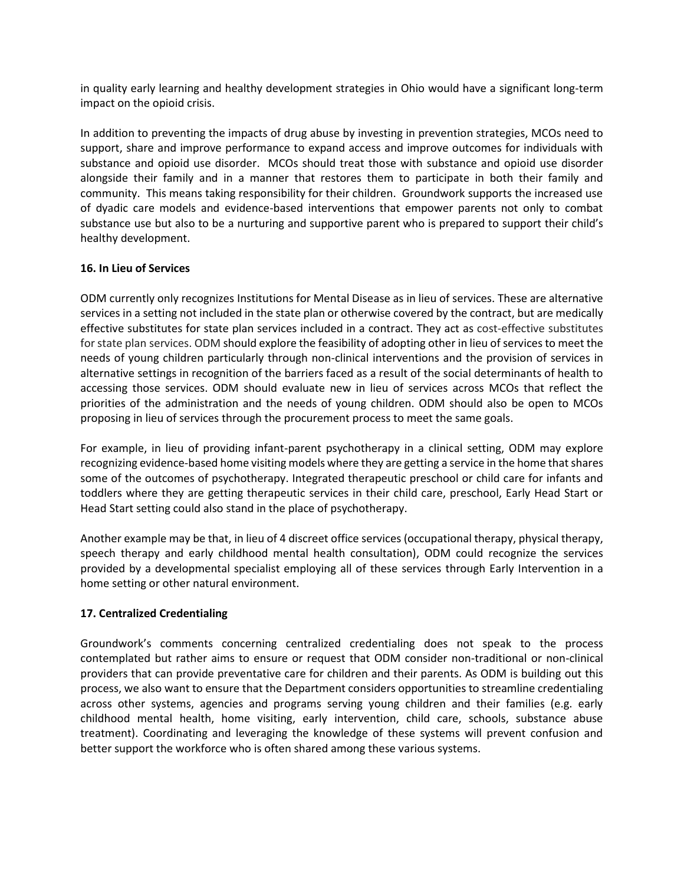in quality early learning and healthy development strategies in Ohio would have a significant long-term impact on the opioid crisis.

In addition to preventing the impacts of drug abuse by investing in prevention strategies, MCOs need to support, share and improve performance to expand access and improve outcomes for individuals with substance and opioid use disorder. MCOs should treat those with substance and opioid use disorder alongside their family and in a manner that restores them to participate in both their family and community. This means taking responsibility for their children. Groundwork supports the increased use of dyadic care models and evidence-based interventions that empower parents not only to combat substance use but also to be a nurturing and supportive parent who is prepared to support their child's healthy development.

**16. In Lieu of Services**

ODM currently only recognizes Institutions for Mental Disease as in lieu of services. These are alternative services in a setting not included in the state plan or otherwise covered by the contract, but are medically effective substitutes for state plan services included in a contract. They act as cost-effective substitutes for state plan services. ODM should explore the feasibility of adopting other in lieu of services to meet the needs of young children particularly through non-clinical interventions and the provision of services in alternative settings in recognition of the barriers faced as a result of the social determinants of health to accessing those services. ODM should evaluate new in lieu of services across MCOs that reflect the priorities of the administration and the needs of young children. ODM should also be open to MCOs proposing in lieu of services through the procurement process to meet the same goals.

For example, in lieu of providing infant-parent psychotherapy in a clinical setting, ODM may explore recognizing evidence-based home visiting models where they are getting a service in the home that shares some of the outcomes of psychotherapy. Integrated therapeutic preschool or child care for infants and toddlers where they are getting therapeutic services in their child care, preschool, Early Head Start or Head Start setting could also stand in the place of psychotherapy.

Another example may be that, in lieu of 4 discreet office services (occupational therapy, physical therapy, speech therapy and early childhood mental health consultation), ODM could recognize the services provided by a developmental specialist employing all of these services through Early Intervention in a home setting or other natural environment.

**17. Centralized Credentialing**

Groundwork's comments concerning centralized credentialing does not speak to the process contemplated but rather aims to ensure or request that ODM consider non-traditional or non-clinical providers that can provide preventative care for children and their parents. As ODM is building out this process, we also want to ensure that the Department considers opportunities to streamline credentialing across other systems, agencies and programs serving young children and their families (e.g. early childhood mental health, home visiting, early intervention, child care, schools, substance abuse treatment). Coordinating and leveraging the knowledge of these systems will prevent confusion and better support the workforce who is often shared among these various systems.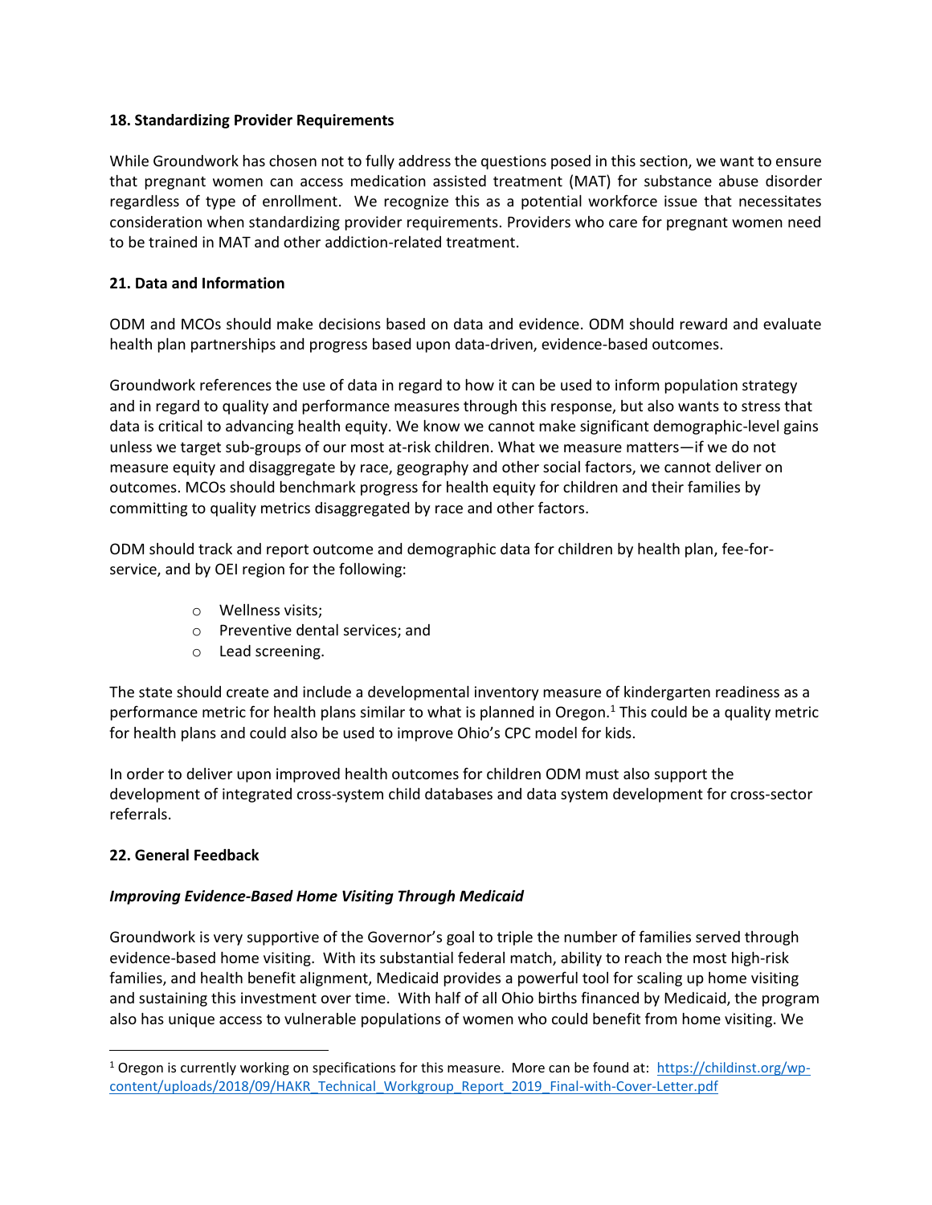**18. Standardizing Provider Requirements**

While Groundwork has chosen not to fully address the questions posed in this section, we want to ensure that pregnant women can access medication assisted treatment (MAT) for substance abuse disorder regardless of type of enrollment. We recognize this as a potential workforce issue that necessitates consideration when standardizing provider requirements. Providers who care for pregnant women need to be trained in MAT and other addiction-related treatment.

**21. Data and Information**

ODM and MCOs should make decisions based on data and evidence. ODM should reward and evaluate health plan partnerships and progress based upon data-driven, evidence-based outcomes.

Groundwork references the use of data in regard to how it can be used to inform population strategy and in regard to quality and performance measures through this response, but also wants to stress that data is critical to advancing health equity. We know we cannot make significant demographic-level gains unless we target sub-groups of our most at-risk children. What we measure matters—if we do not measure equity and disaggregate by race, geography and other social factors, we cannot deliver on outcomes. MCOs should benchmark progress for health equity for children and their families by committing to quality metrics disaggregated by race and other factors.

ODM should track and report outcome and demographic data for children by health plan, fee-for-service, and by OEI region for the following:

- Wellness visits;
- Preventive dental services; and
- Lead screening.

The state should create and include a developmental inventory measure of kindergarten readiness as a performance metric for health plans similar to what is planned in Oregon.[1] This could be a quality metric for health plans and could also be used to improve Ohio's CPC model for kids.

In order to deliver upon improved health outcomes for children ODM must also support the development of integrated cross-system child databases and data system development for cross-sector referrals.

**22. General Feedback**

***Improving Evidence-Based Home Visiting Through Medicaid***

Groundwork is very supportive of the Governor's goal to triple the number of families served through evidence-based home visiting. With its substantial federal match, ability to reach the most high-risk families, and health benefit alignment, Medicaid provides a powerful tool for scaling up home visiting and sustaining this investment over time. With half of all Ohio births financed by Medicaid, the program also has unique access to vulnerable populations of women who could benefit from home visiting. We

[1] Oregon is currently working on specifications for this measure. More can be found at: https://childinst.org/wp-content/uploads/2018/09/HAKR_Technical_Workgroup_Report_2019_Final-with-Cover-Letter.pdf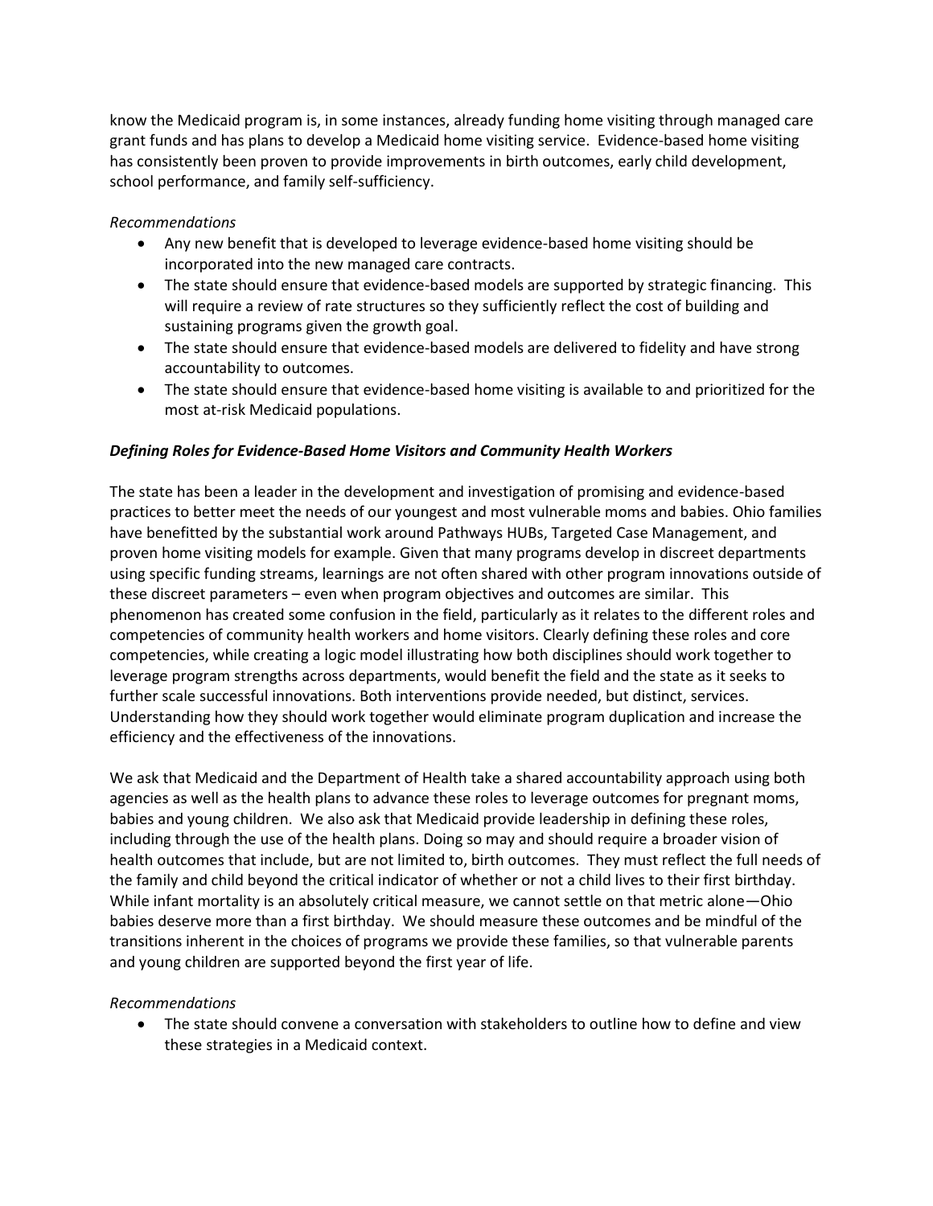know the Medicaid program is, in some instances, already funding home visiting through managed care grant funds and has plans to develop a Medicaid home visiting service. Evidence-based home visiting has consistently been proven to provide improvements in birth outcomes, early child development, school performance, and family self-sufficiency.

*Recommendations*

- Any new benefit that is developed to leverage evidence-based home visiting should be incorporated into the new managed care contracts.
- The state should ensure that evidence-based models are supported by strategic financing. This will require a review of rate structures so they sufficiently reflect the cost of building and sustaining programs given the growth goal.
- The state should ensure that evidence-based models are delivered to fidelity and have strong accountability to outcomes.
- The state should ensure that evidence-based home visiting is available to and prioritized for the most at-risk Medicaid populations.

***Defining Roles for Evidence-Based Home Visitors and Community Health Workers***

The state has been a leader in the development and investigation of promising and evidence-based practices to better meet the needs of our youngest and most vulnerable moms and babies. Ohio families have benefitted by the substantial work around Pathways HUBs, Targeted Case Management, and proven home visiting models for example. Given that many programs develop in discreet departments using specific funding streams, learnings are not often shared with other program innovations outside of these discreet parameters – even when program objectives and outcomes are similar. This phenomenon has created some confusion in the field, particularly as it relates to the different roles and competencies of community health workers and home visitors. Clearly defining these roles and core competencies, while creating a logic model illustrating how both disciplines should work together to leverage program strengths across departments, would benefit the field and the state as it seeks to further scale successful innovations. Both interventions provide needed, but distinct, services. Understanding how they should work together would eliminate program duplication and increase the efficiency and the effectiveness of the innovations.

We ask that Medicaid and the Department of Health take a shared accountability approach using both agencies as well as the health plans to advance these roles to leverage outcomes for pregnant moms, babies and young children. We also ask that Medicaid provide leadership in defining these roles, including through the use of the health plans. Doing so may and should require a broader vision of health outcomes that include, but are not limited to, birth outcomes. They must reflect the full needs of the family and child beyond the critical indicator of whether or not a child lives to their first birthday. While infant mortality is an absolutely critical measure, we cannot settle on that metric alone—Ohio babies deserve more than a first birthday. We should measure these outcomes and be mindful of the transitions inherent in the choices of programs we provide these families, so that vulnerable parents and young children are supported beyond the first year of life.

*Recommendations*

- The state should convene a conversation with stakeholders to outline how to define and view these strategies in a Medicaid context.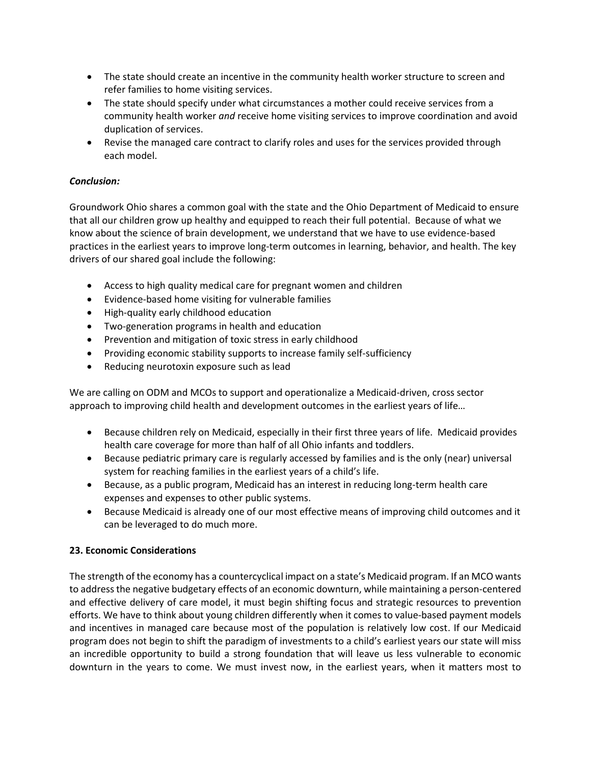- The state should create an incentive in the community health worker structure to screen and refer families to home visiting services.
- The state should specify under what circumstances a mother could receive services from a community health worker *and* receive home visiting services to improve coordination and avoid duplication of services.
- Revise the managed care contract to clarify roles and uses for the services provided through each model.

***Conclusion:***

Groundwork Ohio shares a common goal with the state and the Ohio Department of Medicaid to ensure that all our children grow up healthy and equipped to reach their full potential. Because of what we know about the science of brain development, we understand that we have to use evidence-based practices in the earliest years to improve long-term outcomes in learning, behavior, and health. The key drivers of our shared goal include the following:

- Access to high quality medical care for pregnant women and children
- Evidence-based home visiting for vulnerable families
- High-quality early childhood education
- Two-generation programs in health and education
- Prevention and mitigation of toxic stress in early childhood
- Providing economic stability supports to increase family self-sufficiency
- Reducing neurotoxin exposure such as lead

We are calling on ODM and MCOs to support and operationalize a Medicaid-driven, cross sector approach to improving child health and development outcomes in the earliest years of life…

- Because children rely on Medicaid, especially in their first three years of life. Medicaid provides health care coverage for more than half of all Ohio infants and toddlers.
- Because pediatric primary care is regularly accessed by families and is the only (near) universal system for reaching families in the earliest years of a child's life.
- Because, as a public program, Medicaid has an interest in reducing long-term health care expenses and expenses to other public systems.
- Because Medicaid is already one of our most effective means of improving child outcomes and it can be leveraged to do much more.

**23. Economic Considerations**

The strength of the economy has a countercyclical impact on a state's Medicaid program. If an MCO wants to address the negative budgetary effects of an economic downturn, while maintaining a person-centered and effective delivery of care model, it must begin shifting focus and strategic resources to prevention efforts. We have to think about young children differently when it comes to value-based payment models and incentives in managed care because most of the population is relatively low cost. If our Medicaid program does not begin to shift the paradigm of investments to a child's earliest years our state will miss an incredible opportunity to build a strong foundation that will leave us less vulnerable to economic downturn in the years to come. We must invest now, in the earliest years, when it matters most to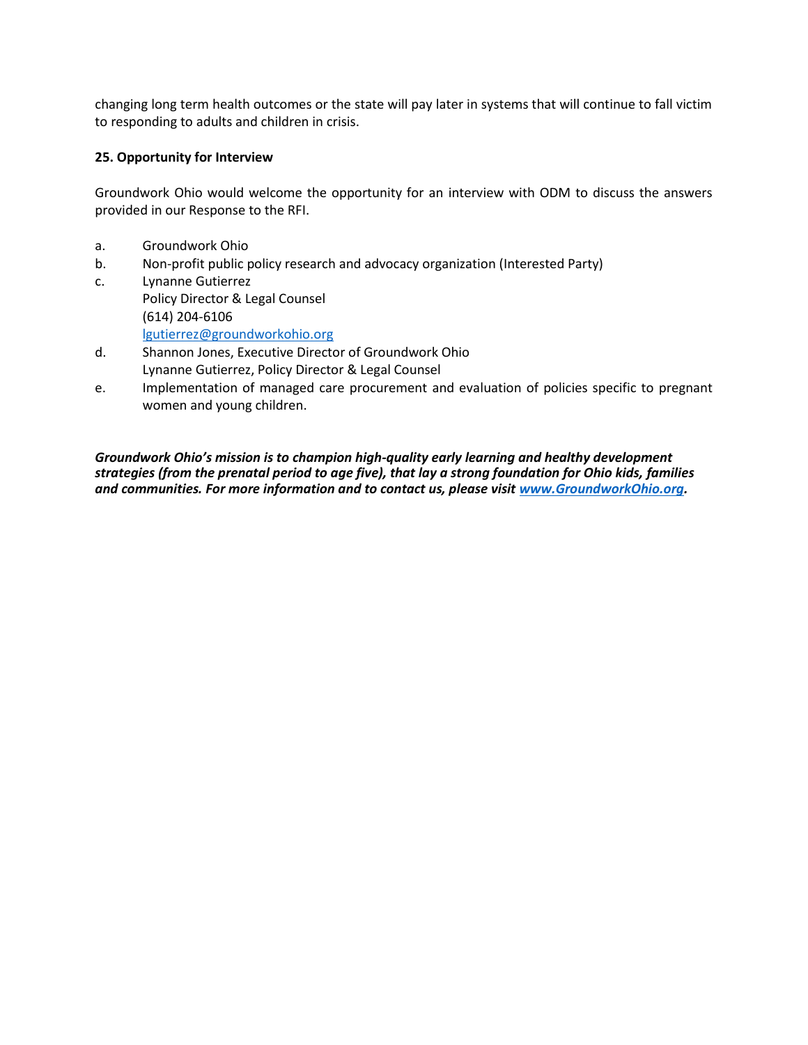changing long term health outcomes or the state will pay later in systems that will continue to fall victim to responding to adults and children in crisis.

**25. Opportunity for Interview**

Groundwork Ohio would welcome the opportunity for an interview with ODM to discuss the answers provided in our Response to the RFI.

a. Groundwork Ohio
b. Non-profit public policy research and advocacy organization (Interested Party)
c. Lynanne Gutierrez
   Policy Director & Legal Counsel
   (614) 204-6106
   lgutierrez@groundworkohio.org
d. Shannon Jones, Executive Director of Groundwork Ohio
   Lynanne Gutierrez, Policy Director & Legal Counsel
e. Implementation of managed care procurement and evaluation of policies specific to pregnant women and young children.

***Groundwork Ohio's mission is to champion high-quality early learning and healthy development strategies (from the prenatal period to age five), that lay a strong foundation for Ohio kids, families and communities. For more information and to contact us, please visit www.GroundworkOhio.org.***